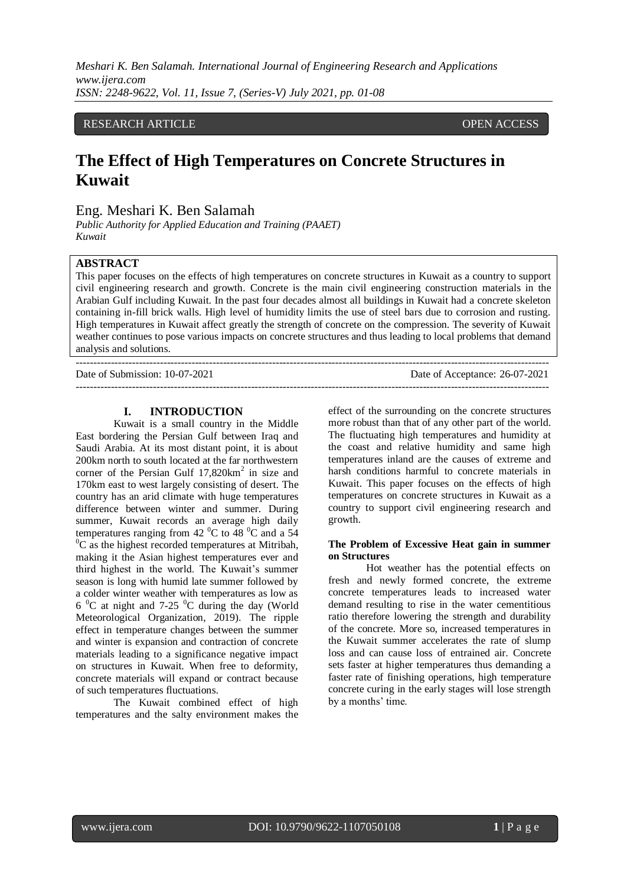RESEARCH ARTICLE OPEN ACCESS

# The Effect of High Temperatures on Concrete Structures in Kuwait

Eng. Meshari K. Ben Salamah

*Public Authority for Applied Education and Training (PAAET)*
*Kuwait*

## ABSTRACT

This paper focuses on the effects of high temperatures on concrete structures in Kuwait as a country to support civil engineering research and growth. Concrete is the main civil engineering construction materials in the Arabian Gulf including Kuwait. In the past four decades almost all buildings in Kuwait had a concrete skeleton containing in-fill brick walls. High level of humidity limits the use of steel bars due to corrosion and rusting. High temperatures in Kuwait affect greatly the strength of concrete on the compression. The severity of Kuwait weather continues to pose various impacts on concrete structures and thus leading to local problems that demand analysis and solutions.

---

Date of Submission: 10-07-2021 Date of Acceptance: 26-07-2021

---

## I. INTRODUCTION

Kuwait is a small country in the Middle East bordering the Persian Gulf between Iraq and Saudi Arabia. At its most distant point, it is about 200km north to south located at the far northwestern corner of the Persian Gulf 17,820km$^2$ in size and 170km east to west largely consisting of desert. The country has an arid climate with huge temperatures difference between winter and summer. During summer, Kuwait records an average high daily temperatures ranging from 42 $^0$C to 48 $^0$C and a 54 $^0$C as the highest recorded temperatures at Mitribah, making it the Asian highest temperatures ever and third highest in the world. The Kuwait's summer season is long with humid late summer followed by a colder winter weather with temperatures as low as 6 $^0$C at night and 7-25 $^0$C during the day (World Meteorological Organization, 2019). The ripple effect in temperature changes between the summer and winter is expansion and contraction of concrete materials leading to a significance negative impact on structures in Kuwait. When free to deformity, concrete materials will expand or contract because of such temperatures fluctuations.

The Kuwait combined effect of high temperatures and the salty environment makes the effect of the surrounding on the concrete structures more robust than that of any other part of the world. The fluctuating high temperatures and humidity at the coast and relative humidity and same high temperatures inland are the causes of extreme and harsh conditions harmful to concrete materials in Kuwait. This paper focuses on the effects of high temperatures on concrete structures in Kuwait as a country to support civil engineering research and growth.

### The Problem of Excessive Heat gain in summer on Structures

Hot weather has the potential effects on fresh and newly formed concrete, the extreme concrete temperatures leads to increased water demand resulting to rise in the water cementitious ratio therefore lowering the strength and durability of the concrete. More so, increased temperatures in the Kuwait summer accelerates the rate of slump loss and can cause loss of entrained air. Concrete sets faster at higher temperatures thus demanding a faster rate of finishing operations, high temperature concrete curing in the early stages will lose strength by a months' time.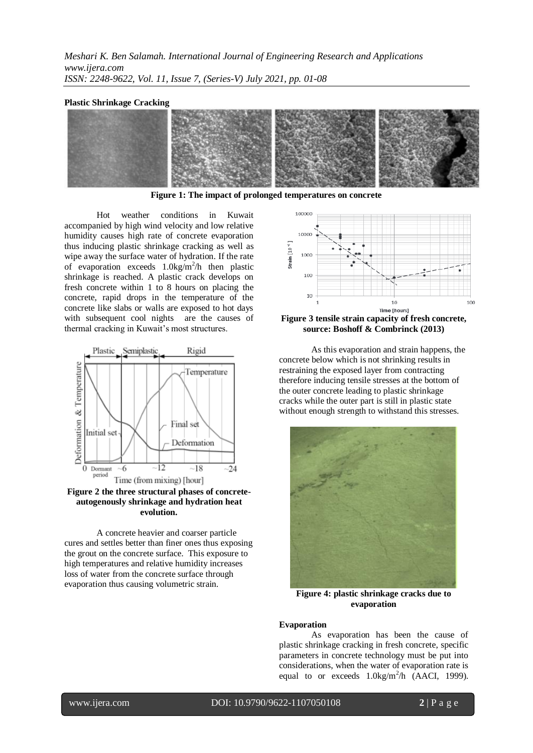**Plastic Shrinkage Cracking**

**Figure 1: The impact of prolonged temperatures on concrete**

Hot weather conditions in Kuwait accompanied by high wind velocity and low relative humidity causes high rate of concrete evaporation thus inducing plastic shrinkage cracking as well as wipe away the surface water of hydration. If the rate of evaporation exceeds $1.0kg/m^2/h$ then plastic shrinkage is reached. A plastic crack develops on fresh concrete within 1 to 8 hours on placing the concrete, rapid drops in the temperature of the concrete like slabs or walls are exposed to hot days with subsequent cool nights are the causes of thermal cracking in Kuwait's most structures.

**Figure 2 the three structural phases of concrete-autogenously shrinkage and hydration heat evolution.**

A concrete heavier and coarser particle cures and settles better than finer ones thus exposing the grout on the concrete surface. This exposure to high temperatures and relative humidity increases loss of water from the concrete surface through evaporation thus causing volumetric strain.

**Figure 3 tensile strain capacity of fresh concrete, source: Boshoff & Combrinck (2013)**

As this evaporation and strain happens, the concrete below which is not shrinking results in restraining the exposed layer from contracting therefore inducing tensile stresses at the bottom of the outer concrete leading to plastic shrinkage cracks while the outer part is still in plastic state without enough strength to withstand this stresses.

**Figure 4: plastic shrinkage cracks due to evaporation**

**Evaporation**

As evaporation has been the cause of plastic shrinkage cracking in fresh concrete, specific parameters in concrete technology must be put into considerations, when the water of evaporation rate is equal to or exceeds $1.0kg/m^2/h$ (AACI, 1999).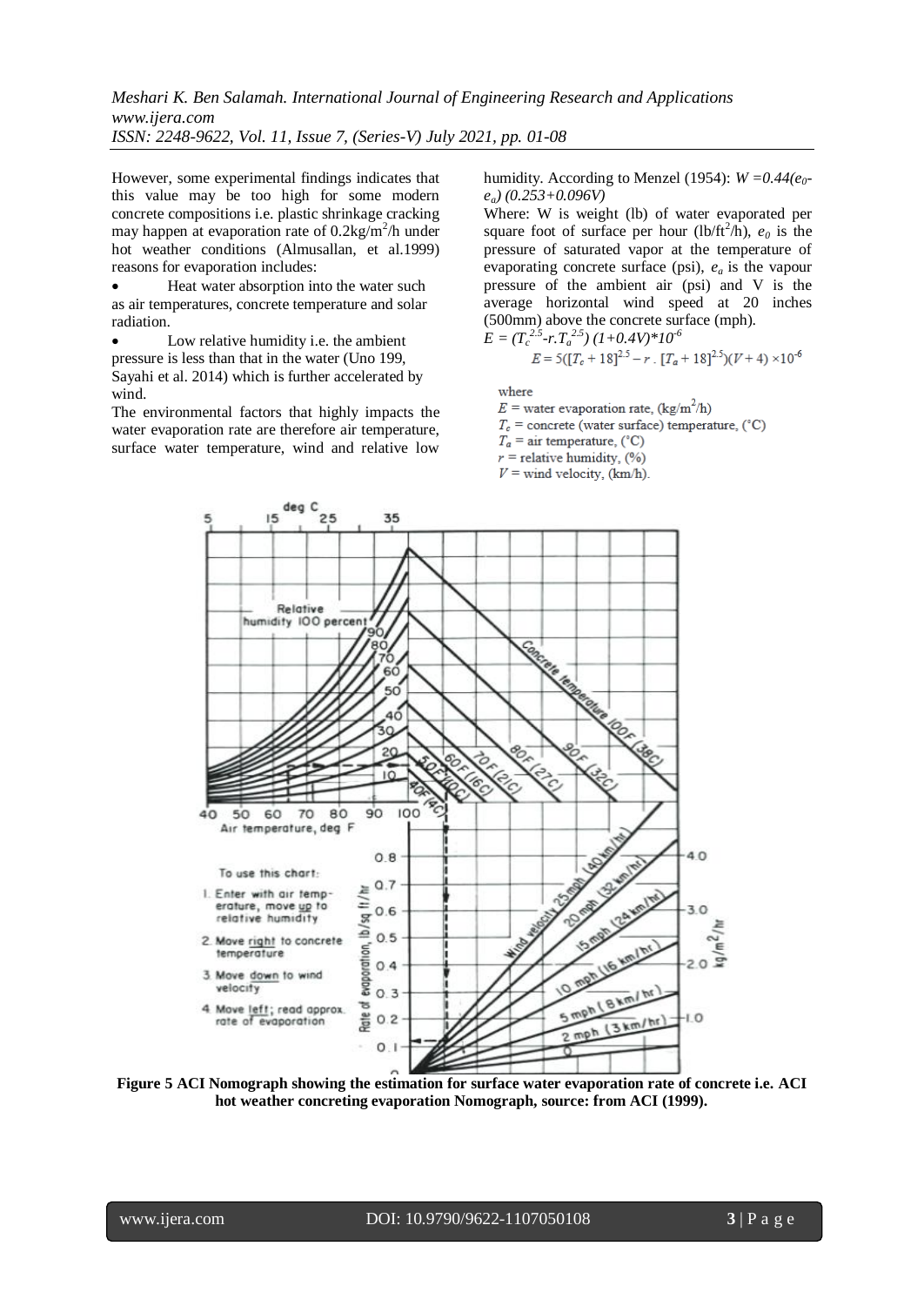However, some experimental findings indicates that this value may be too high for some modern concrete compositions i.e. plastic shrinkage cracking may happen at evaporation rate of 0.2kg/m$^2$/h under hot weather conditions (Almusallan, et al.1999) reasons for evaporation includes:

- Heat water absorption into the water such as air temperatures, concrete temperature and solar radiation.
- Low relative humidity i.e. the ambient pressure is less than that in the water (Uno 199, Sayahi et al. 2014) which is further accelerated by wind.

The environmental factors that highly impacts the water evaporation rate are therefore air temperature, surface water temperature, wind and relative low humidity. According to Menzel (1954): $W = 0.44(e_0 - e_a)(0.253+0.096V)$

Where: W is weight (lb) of water evaporated per square foot of surface per hour (lb/ft$^2$/h), $e_0$ is the pressure of saturated vapor at the temperature of evaporating concrete surface (psi), $e_a$ is the vapour pressure of the ambient air (psi) and V is the average horizontal wind speed at 20 inches (500mm) above the concrete surface (mph).

$E = (T_c^{2.5} - r.T_a^{2.5})(1+0.4V)*10^{-6}$

$$E = 5([T_c + 18]^{2.5} - r \, . \, [T_a + 18]^{2.5})(V + 4) \times 10^{-6}$$

where

$E$ = water evaporation rate, (kg/m$^2$/h)

$T_c$ = concrete (water surface) temperature, (°C)

$T_a$ = air temperature, (°C)

$r$ = relative humidity, (%)

$V$ = wind velocity, (km/h).

**Figure 5 ACI Nomograph showing the estimation for surface water evaporation rate of concrete i.e. ACI hot weather concreting evaporation Nomograph, source: from ACI (1999).**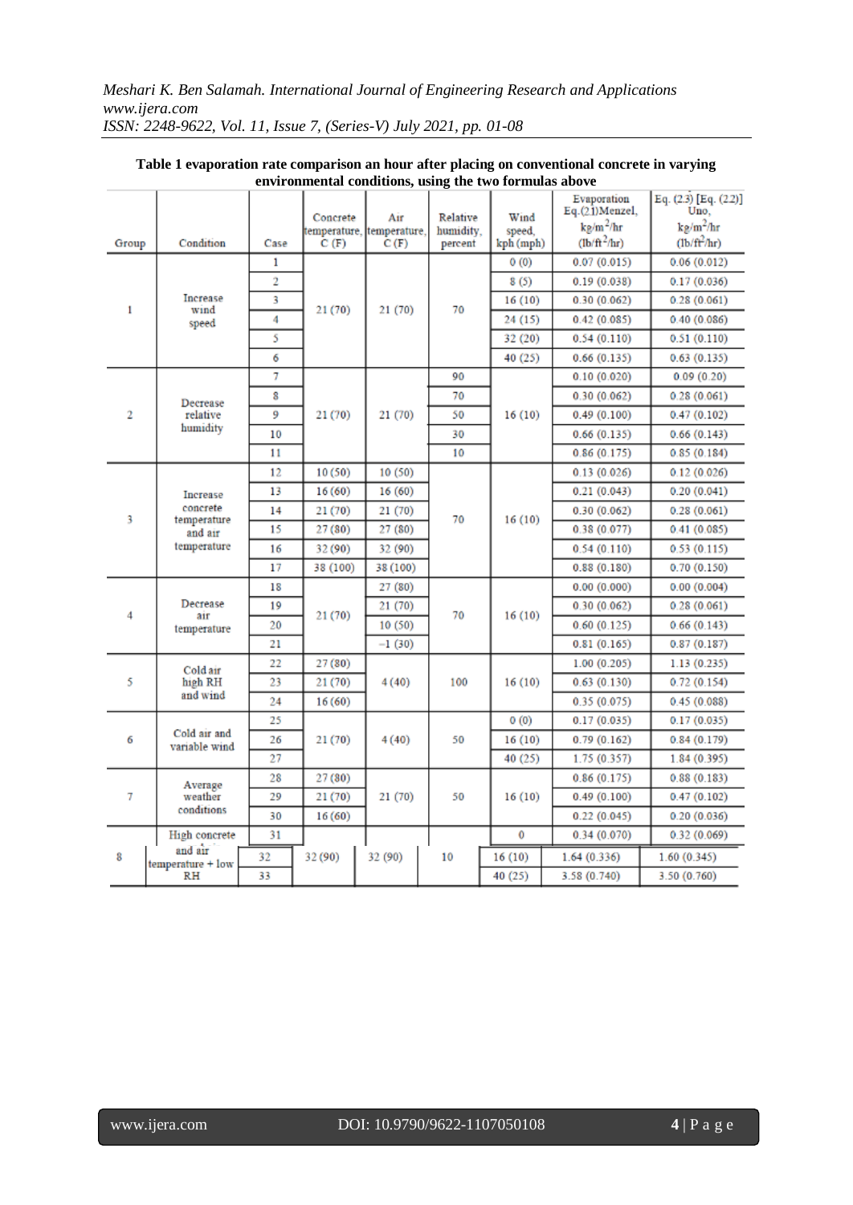**Table 1 evaporation rate comparison an hour after placing on conventional concrete in varying environmental conditions, using the two formulas above**

| Group | Condition | Case | Concrete temperature, C (F) | Air temperature, C (F) | Relative humidity, percent | Wind speed, kph (mph) | Evaporation Eq.(2.1)Menzel, kg/m$^2$/hr (lb/ft$^2$/hr) | Eq. (2.3) [Eq. (2.2)] Uno, kg/m$^2$/hr (lb/ft$^2$/hr) |
|---|---|---|---|---|---|---|---|---|
| 1 | Increase wind speed | 1 | 21 (70) | 21 (70) | 70 | 0 (0) | 0.07 (0.015) | 0.06 (0.012) |
| | | 2 | | | | 8 (5) | 0.19 (0.038) | 0.17 (0.036) |
| | | 3 | | | | 16 (10) | 0.30 (0.062) | 0.28 (0.061) |
| | | 4 | | | | 24 (15) | 0.42 (0.085) | 0.40 (0.086) |
| | | 5 | | | | 32 (20) | 0.54 (0.110) | 0.51 (0.110) |
| | | 6 | | | | 40 (25) | 0.66 (0.135) | 0.63 (0.135) |
| 2 | Decrease relative humidity | 7 | 21 (70) | 21 (70) | 90 | 16 (10) | 0.10 (0.020) | 0.09 (0.20) |
| | | 8 | | | 70 | | 0.30 (0.062) | 0.28 (0.061) |
| | | 9 | | | 50 | | 0.49 (0.100) | 0.47 (0.102) |
| | | 10 | | | 30 | | 0.66 (0.135) | 0.66 (0.143) |
| | | 11 | | | 10 | | 0.86 (0.175) | 0.85 (0.184) |
| 3 | Increase concrete temperature and air temperature | 12 | 10 (50) | 10 (50) | 70 | 16 (10) | 0.13 (0.026) | 0.12 (0.026) |
| | | 13 | 16 (60) | 16 (60) | | | 0.21 (0.043) | 0.20 (0.041) |
| | | 14 | 21 (70) | 21 (70) | | | 0.30 (0.062) | 0.28 (0.061) |
| | | 15 | 27 (80) | 27 (80) | | | 0.38 (0.077) | 0.41 (0.085) |
| | | 16 | 32 (90) | 32 (90) | | | 0.54 (0.110) | 0.53 (0.115) |
| | | 17 | 38 (100) | 38 (100) | | | 0.88 (0.180) | 0.70 (0.150) |
| 4 | Decrease air temperature | 18 | 21 (70) | 27 (80) | 70 | 16 (10) | 0.00 (0.000) | 0.00 (0.004) |
| | | 19 | | 21 (70) | | | 0.30 (0.062) | 0.28 (0.061) |
| | | 20 | | 10 (50) | | | 0.60 (0.125) | 0.66 (0.143) |
| | | 21 | | −1 (30) | | | 0.81 (0.165) | 0.87 (0.187) |
| 5 | Cold air high RH and wind | 22 | 27 (80) | 4 (40) | 100 | 16 (10) | 1.00 (0.205) | 1.13 (0.235) |
| | | 23 | 21 (70) | | | | 0.63 (0.130) | 0.72 (0.154) |
| | | 24 | 16 (60) | | | | 0.35 (0.075) | 0.45 (0.088) |
| 6 | Cold air and variable wind | 25 | 21 (70) | 4 (40) | 50 | 0 (0) | 0.17 (0.035) | 0.17 (0.035) |
| | | 26 | | | | 16 (10) | 0.79 (0.162) | 0.84 (0.179) |
| | | 27 | | | | 40 (25) | 1.75 (0.357) | 1.84 (0.395) |
| 7 | Average weather conditions | 28 | 27 (80) | 21 (70) | 50 | 16 (10) | 0.86 (0.175) | 0.88 (0.183) |
| | | 29 | 21 (70) | | | | 0.49 (0.100) | 0.47 (0.102) |
| | | 30 | 16 (60) | | | | 0.22 (0.045) | 0.20 (0.036) |
| 8 | High concrete and air temperature + low RH | 31 | 32 (90) | 32 (90) | 10 | 0 | 0.34 (0.070) | 0.32 (0.069) |
| | | 32 | | | | 16 (10) | 1.64 (0.336) | 1.60 (0.345) |
| | | 33 | | | | 40 (25) | 3.58 (0.740) | 3.50 (0.760) |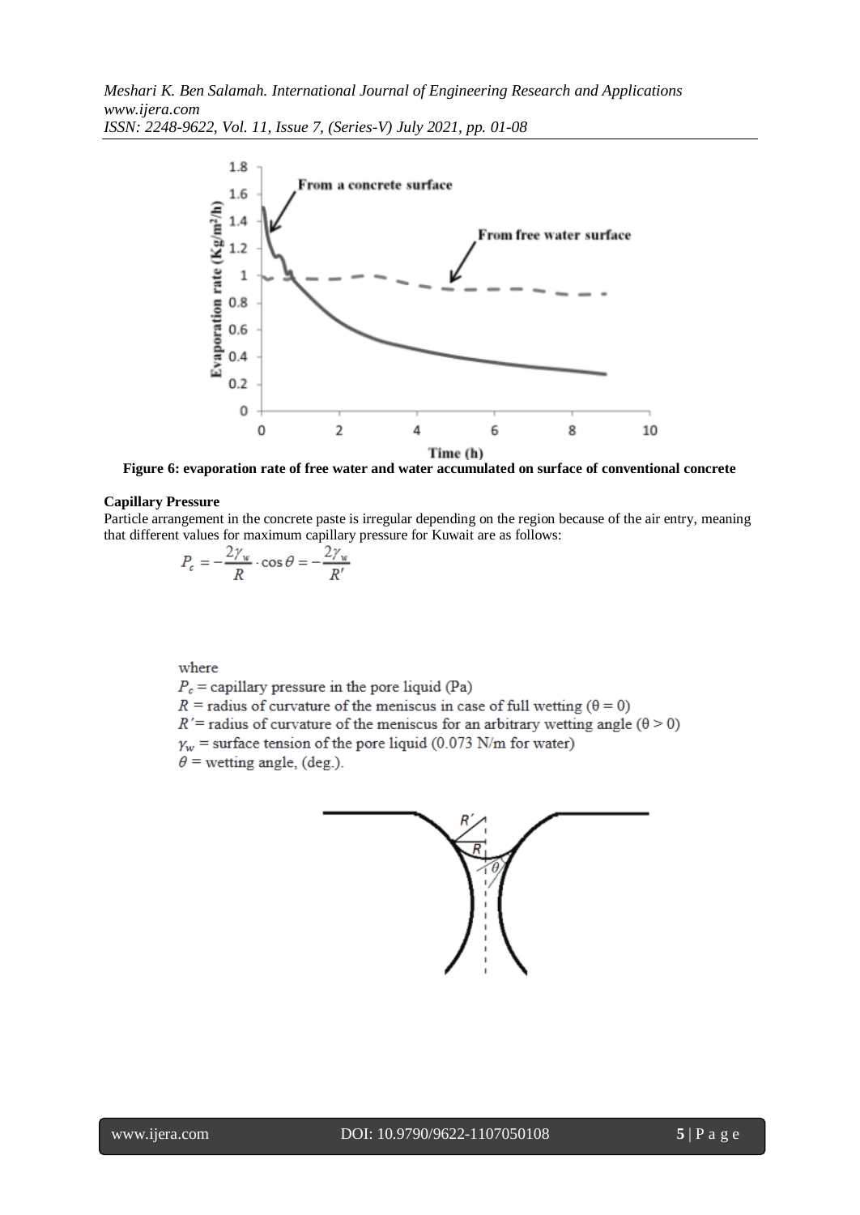**Figure 6: evaporation rate of free water and water accumulated on surface of conventional concrete**

**Capillary Pressure**

Particle arrangement in the concrete paste is irregular depending on the region because of the air entry, meaning that different values for maximum capillary pressure for Kuwait are as follows:

$$P_c = -\frac{2\gamma_w}{R} \cdot \cos\theta = -\frac{2\gamma_w}{R'}$$

where

$P_c$ = capillary pressure in the pore liquid (Pa)

$R$ = radius of curvature of the meniscus in case of full wetting ($\theta = 0$)

$R'$ = radius of curvature of the meniscus for an arbitrary wetting angle ($\theta > 0$)

$\gamma_w$ = surface tension of the pore liquid (0.073 N/m for water)

$\theta$ = wetting angle, (deg.).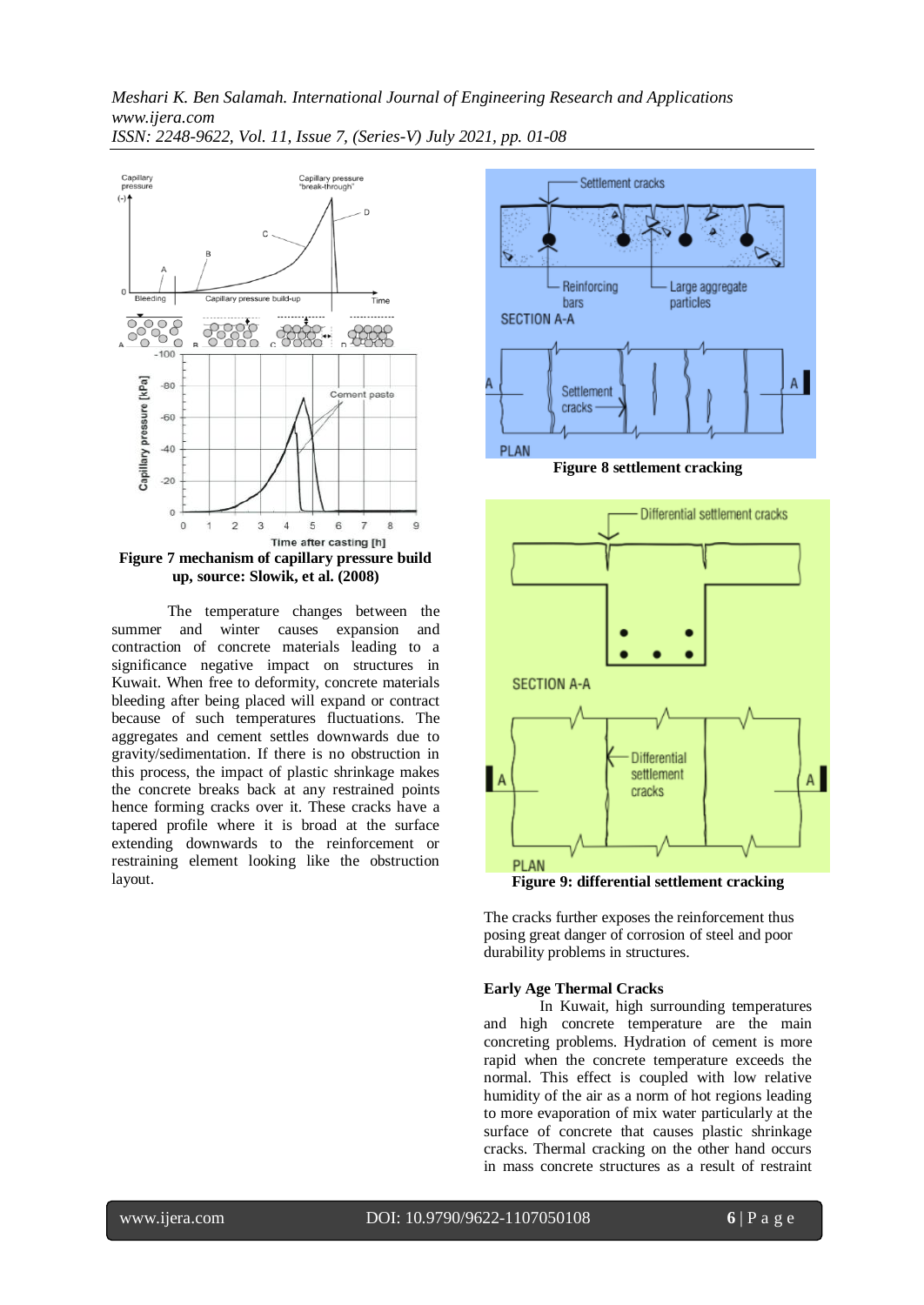**Figure 7 mechanism of capillary pressure build up, source: Slowik, et al. (2008)**

The temperature changes between the summer and winter causes expansion and contraction of concrete materials leading to a significance negative impact on structures in Kuwait. When free to deformity, concrete materials bleeding after being placed will expand or contract because of such temperatures fluctuations. The aggregates and cement settles downwards due to gravity/sedimentation. If there is no obstruction in this process, the impact of plastic shrinkage makes the concrete breaks back at any restrained points hence forming cracks over it. These cracks have a tapered profile where it is broad at the surface extending downwards to the reinforcement or restraining element looking like the obstruction layout.

**Figure 8 settlement cracking**

**Figure 9: differential settlement cracking**

The cracks further exposes the reinforcement thus posing great danger of corrosion of steel and poor durability problems in structures.

**Early Age Thermal Cracks**

In Kuwait, high surrounding temperatures and high concrete temperature are the main concreting problems. Hydration of cement is more rapid when the concrete temperature exceeds the normal. This effect is coupled with low relative humidity of the air as a norm of hot regions leading to more evaporation of mix water particularly at the surface of concrete that causes plastic shrinkage cracks. Thermal cracking on the other hand occurs in mass concrete structures as a result of restraint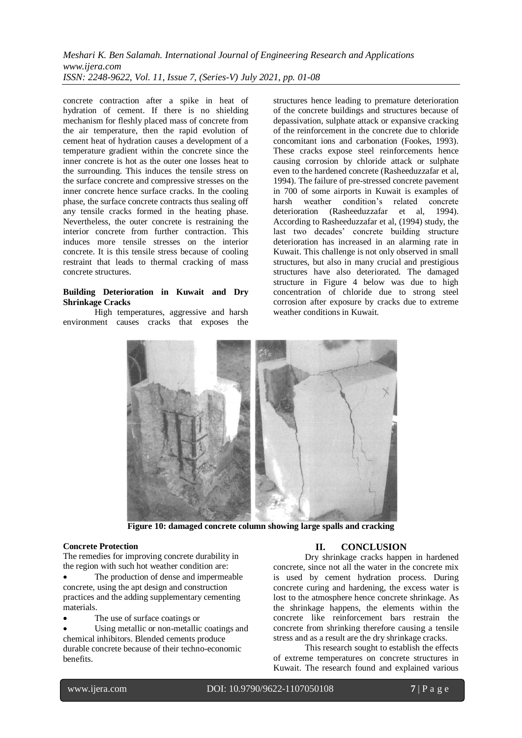concrete contraction after a spike in heat of hydration of cement. If there is no shielding mechanism for fleshly placed mass of concrete from the air temperature, then the rapid evolution of cement heat of hydration causes a development of a temperature gradient within the concrete since the inner concrete is hot as the outer one losses heat to the surrounding. This induces the tensile stress on the surface concrete and compressive stresses on the inner concrete hence surface cracks. In the cooling phase, the surface concrete contracts thus sealing off any tensile cracks formed in the heating phase. Nevertheless, the outer concrete is restraining the interior concrete from further contraction. This induces more tensile stresses on the interior concrete. It is this tensile stress because of cooling restraint that leads to thermal cracking of mass concrete structures.

**Building Deterioration in Kuwait and Dry Shrinkage Cracks**

High temperatures, aggressive and harsh environment causes cracks that exposes the structures hence leading to premature deterioration of the concrete buildings and structures because of depassivation, sulphate attack or expansive cracking of the reinforcement in the concrete due to chloride concomitant ions and carbonation (Fookes, 1993). These cracks expose steel reinforcements hence causing corrosion by chloride attack or sulphate even to the hardened concrete (Rasheeduzzafar et al, 1994). The failure of pre-stressed concrete pavement in 700 of some airports in Kuwait is examples of harsh weather condition's related concrete deterioration (Rasheeduzzafar et al, 1994). According to Rasheeduzzafar et al, (1994) study, the last two decades' concrete building structure deterioration has increased in an alarming rate in Kuwait. This challenge is not only observed in small structures, but also in many crucial and prestigious structures have also deteriorated. The damaged structure in Figure 4 below was due to high concentration of chloride due to strong steel corrosion after exposure by cracks due to extreme weather conditions in Kuwait.

**Figure 10: damaged concrete column showing large spalls and cracking**

**Concrete Protection**

The remedies for improving concrete durability in the region with such hot weather condition are:

- The production of dense and impermeable concrete, using the apt design and construction practices and the adding supplementary cementing materials.
- The use of surface coatings or
- Using metallic or non-metallic coatings and chemical inhibitors. Blended cements produce durable concrete because of their techno-economic benefits.

## II. CONCLUSION

Dry shrinkage cracks happen in hardened concrete, since not all the water in the concrete mix is used by cement hydration process. During concrete curing and hardening, the excess water is lost to the atmosphere hence concrete shrinkage. As the shrinkage happens, the elements within the concrete like reinforcement bars restrain the concrete from shrinking therefore causing a tensile stress and as a result are the dry shrinkage cracks.

This research sought to establish the effects of extreme temperatures on concrete structures in Kuwait. The research found and explained various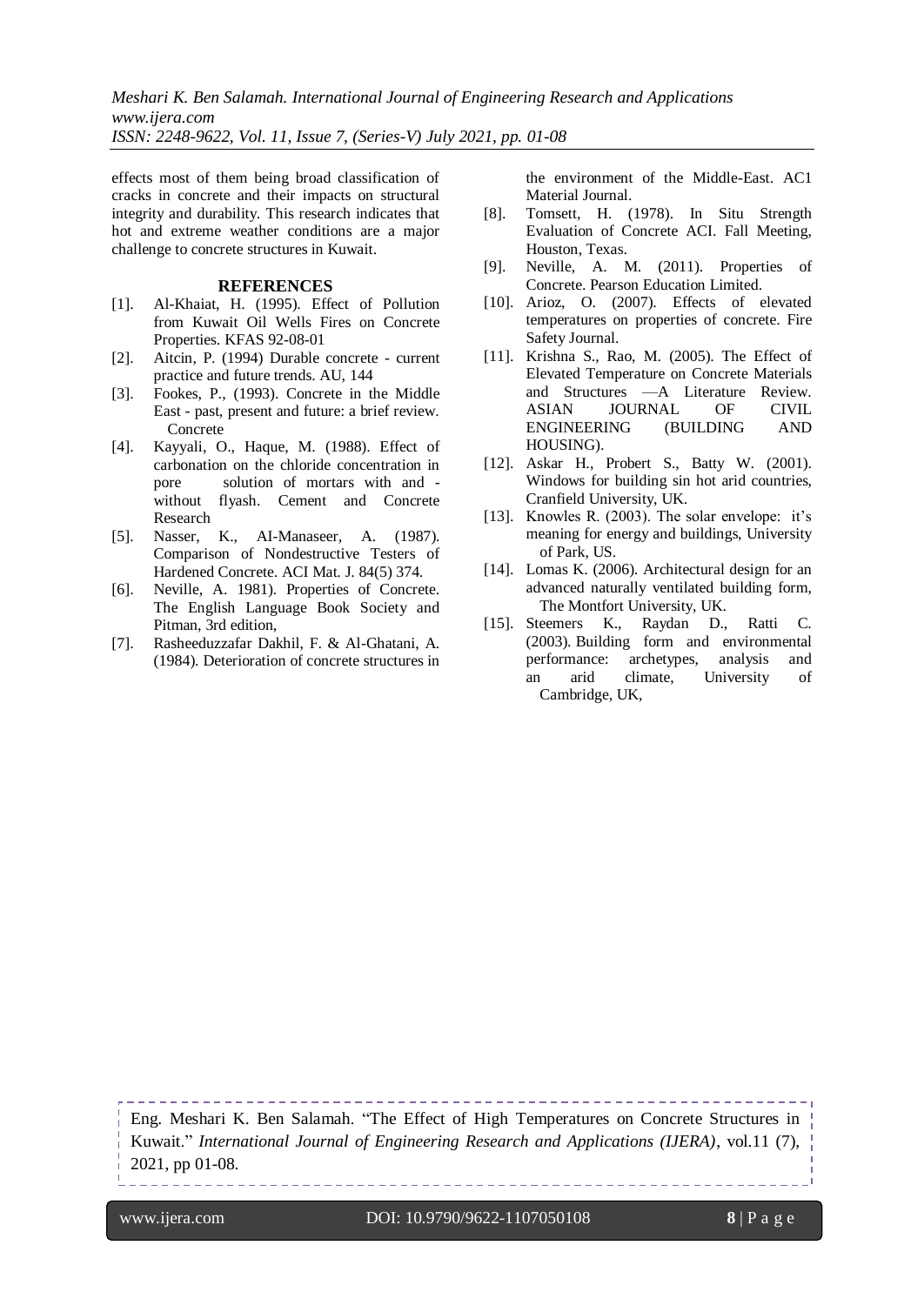effects most of them being broad classification of cracks in concrete and their impacts on structural integrity and durability. This research indicates that hot and extreme weather conditions are a major challenge to concrete structures in Kuwait.

## REFERENCES

[1]. Al-Khaiat, H. (1995). Effect of Pollution from Kuwait Oil Wells Fires on Concrete Properties. KFAS 92-08-01

[2]. Aitcin, P. (1994) Durable concrete - current practice and future trends. AU, 144

[3]. Fookes, P., (1993). Concrete in the Middle East - past, present and future: a brief review. Concrete

[4]. Kayyali, O., Haque, M. (1988). Effect of carbonation on the chloride concentration in pore solution of mortars with and - without flyash. Cement and Concrete Research

[5]. Nasser, K., AI-Manaseer, A. (1987). Comparison of Nondestructive Testers of Hardened Concrete. ACI Mat. J. 84(5) 374.

[6]. Neville, A. 1981). Properties of Concrete. The English Language Book Society and Pitman, 3rd edition,

[7]. Rasheeduzzafar Dakhil, F. & Al-Ghatani, A. (1984). Deterioration of concrete structures in the environment of the Middle-East. AC1 Material Journal.

[8]. Tomsett, H. (1978). In Situ Strength Evaluation of Concrete ACI. Fall Meeting, Houston, Texas.

[9]. Neville, A. M. (2011). Properties of Concrete. Pearson Education Limited.

[10]. Arioz, O. (2007). Effects of elevated temperatures on properties of concrete. Fire Safety Journal.

[11]. Krishna S., Rao, M. (2005). The Effect of Elevated Temperature on Concrete Materials and Structures —A Literature Review. ASIAN JOURNAL OF CIVIL ENGINEERING (BUILDING AND HOUSING).

[12]. Askar H., Probert S., Batty W. (2001). Windows for building sin hot arid countries, Cranfield University, UK.

[13]. Knowles R. (2003). The solar envelope: it's meaning for energy and buildings, University of Park, US.

[14]. Lomas K. (2006). Architectural design for an advanced naturally ventilated building form, The Montfort University, UK.

[15]. Steemers K., Raydan D., Ratti C. (2003). Building form and environmental performance: archetypes, analysis and an arid climate, University of Cambridge, UK,

Eng. Meshari K. Ben Salamah. "The Effect of High Temperatures on Concrete Structures in Kuwait." *International Journal of Engineering Research and Applications (IJERA)*, vol.11 (7), 2021, pp 01-08.